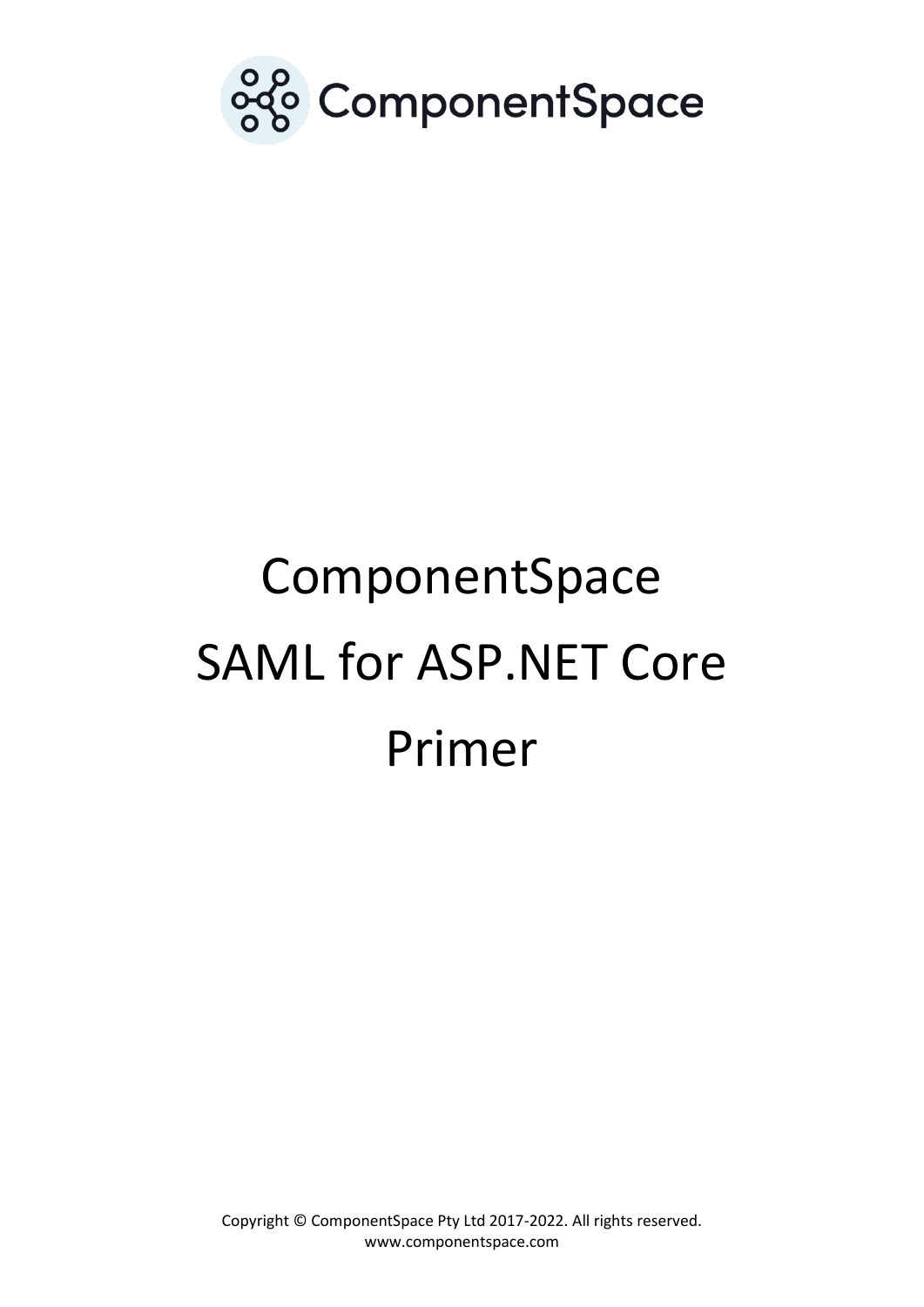ComponentSpace

# ComponentSpace SAML for ASP.NET Core Primer

Copyright © ComponentSpace Pty Ltd 2017-2022. All rights reserved.
www.componentspace.com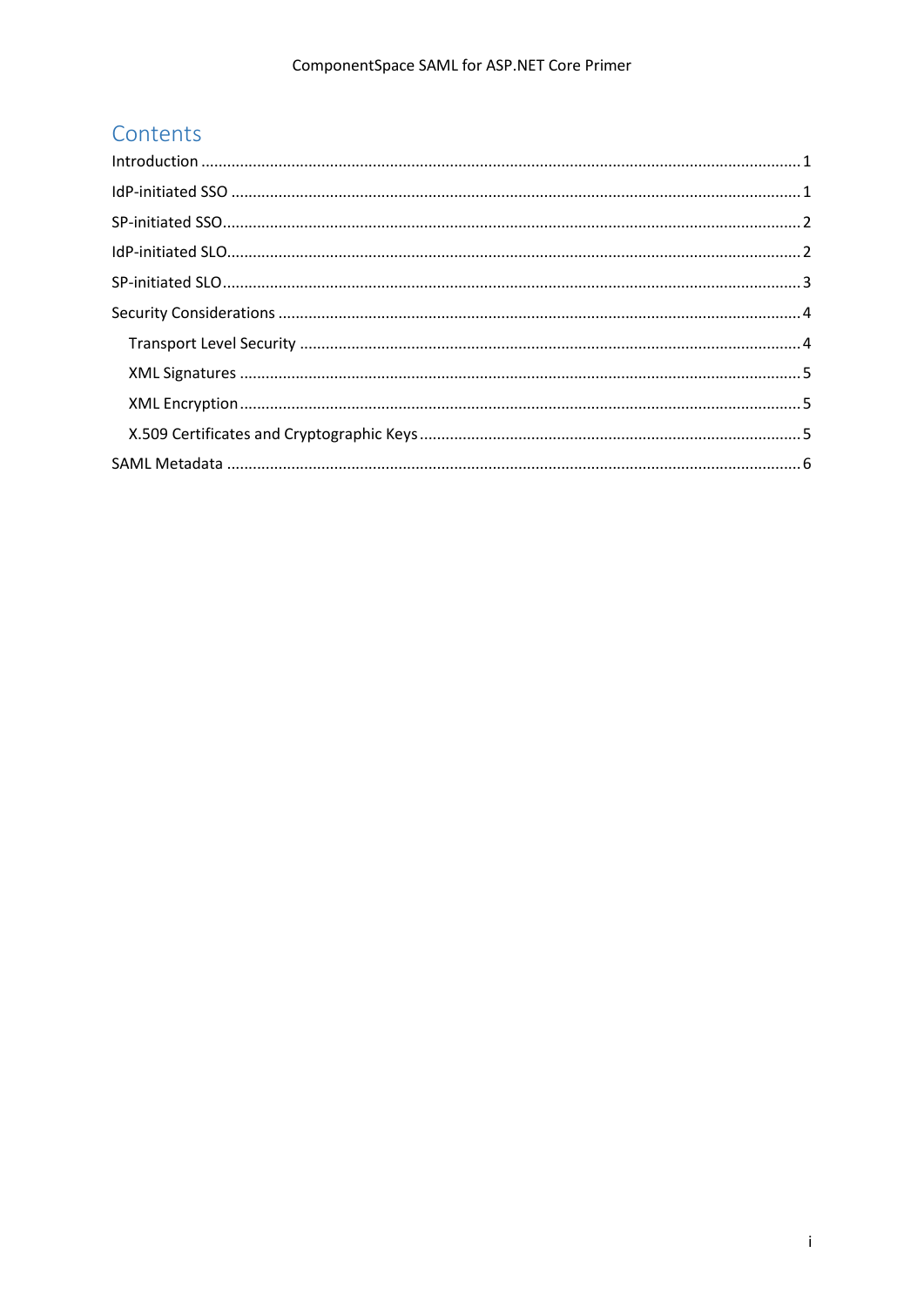# Contents

Introduction ........................................................................................................................................ 1

IdP-initiated SSO .................................................................................................................................. 1

SP-initiated SSO.................................................................................................................................... 2

IdP-initiated SLO................................................................................................................................... 2

SP-initiated SLO.................................................................................................................................... 3

Security Considerations ....................................................................................................................... 4

- Transport Level Security ................................................................................................................. 4
- XML Signatures ................................................................................................................................ 5
- XML Encryption ............................................................................................................................... 5
- X.509 Certificates and Cryptographic Keys ...................................................................................... 5

SAML Metadata .................................................................................................................................... 6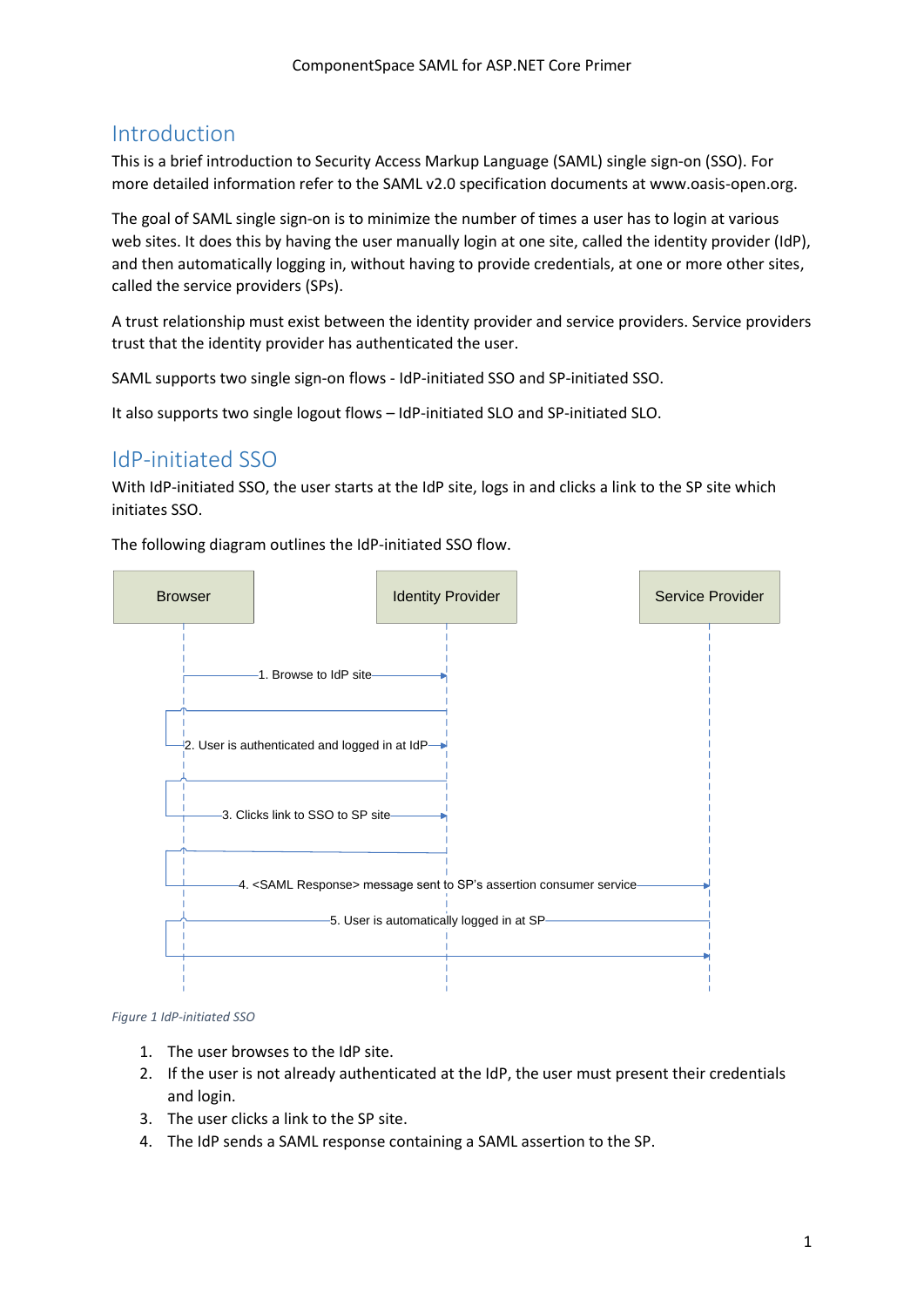## Introduction

This is a brief introduction to Security Access Markup Language (SAML) single sign-on (SSO). For more detailed information refer to the SAML v2.0 specification documents at www.oasis-open.org.

The goal of SAML single sign-on is to minimize the number of times a user has to login at various web sites. It does this by having the user manually login at one site, called the identity provider (IdP), and then automatically logging in, without having to provide credentials, at one or more other sites, called the service providers (SPs).

A trust relationship must exist between the identity provider and service providers. Service providers trust that the identity provider has authenticated the user.

SAML supports two single sign-on flows - IdP-initiated SSO and SP-initiated SSO.

It also supports two single logout flows – IdP-initiated SLO and SP-initiated SLO.

## IdP-initiated SSO

With IdP-initiated SSO, the user starts at the IdP site, logs in and clicks a link to the SP site which initiates SSO.

The following diagram outlines the IdP-initiated SSO flow.

*Figure 1 IdP-initiated SSO*

1. The user browses to the IdP site.
2. If the user is not already authenticated at the IdP, the user must present their credentials and login.
3. The user clicks a link to the SP site.
4. The IdP sends a SAML response containing a SAML assertion to the SP.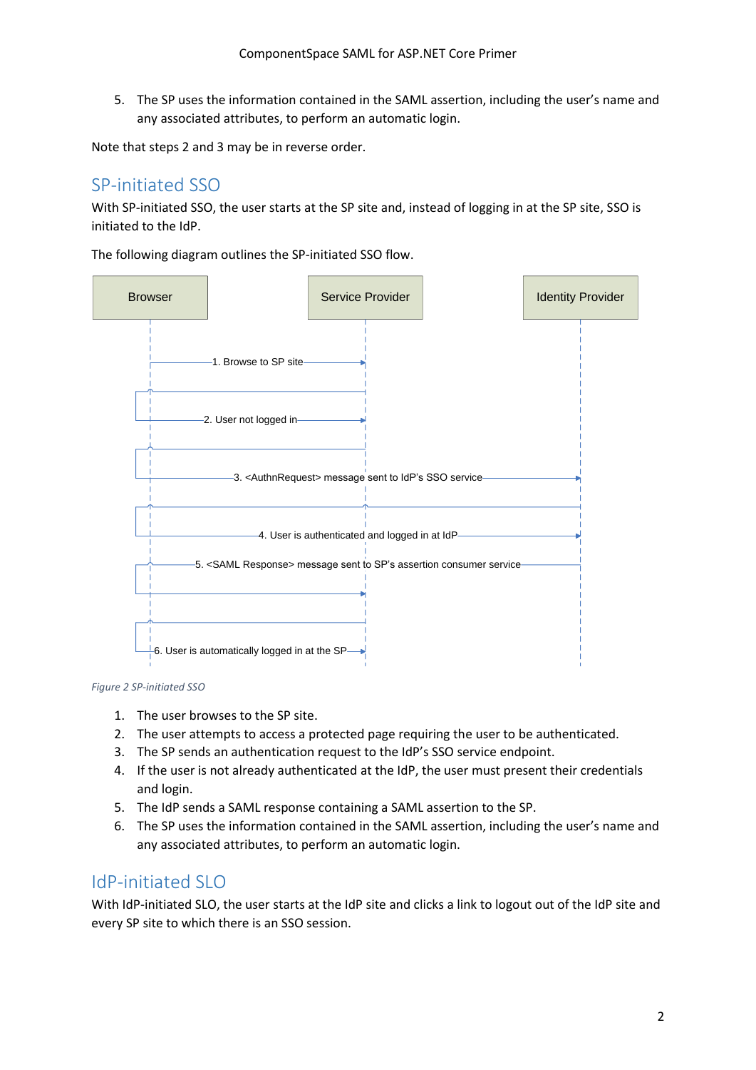5. The SP uses the information contained in the SAML assertion, including the user's name and any associated attributes, to perform an automatic login.

Note that steps 2 and 3 may be in reverse order.

## SP-initiated SSO

With SP-initiated SSO, the user starts at the SP site and, instead of logging in at the SP site, SSO is initiated to the IdP.

The following diagram outlines the SP-initiated SSO flow.

*Figure 2 SP-initiated SSO*

1. The user browses to the SP site.
2. The user attempts to access a protected page requiring the user to be authenticated.
3. The SP sends an authentication request to the IdP's SSO service endpoint.
4. If the user is not already authenticated at the IdP, the user must present their credentials and login.
5. The IdP sends a SAML response containing a SAML assertion to the SP.
6. The SP uses the information contained in the SAML assertion, including the user's name and any associated attributes, to perform an automatic login.

## IdP-initiated SLO

With IdP-initiated SLO, the user starts at the IdP site and clicks a link to logout out of the IdP site and every SP site to which there is an SSO session.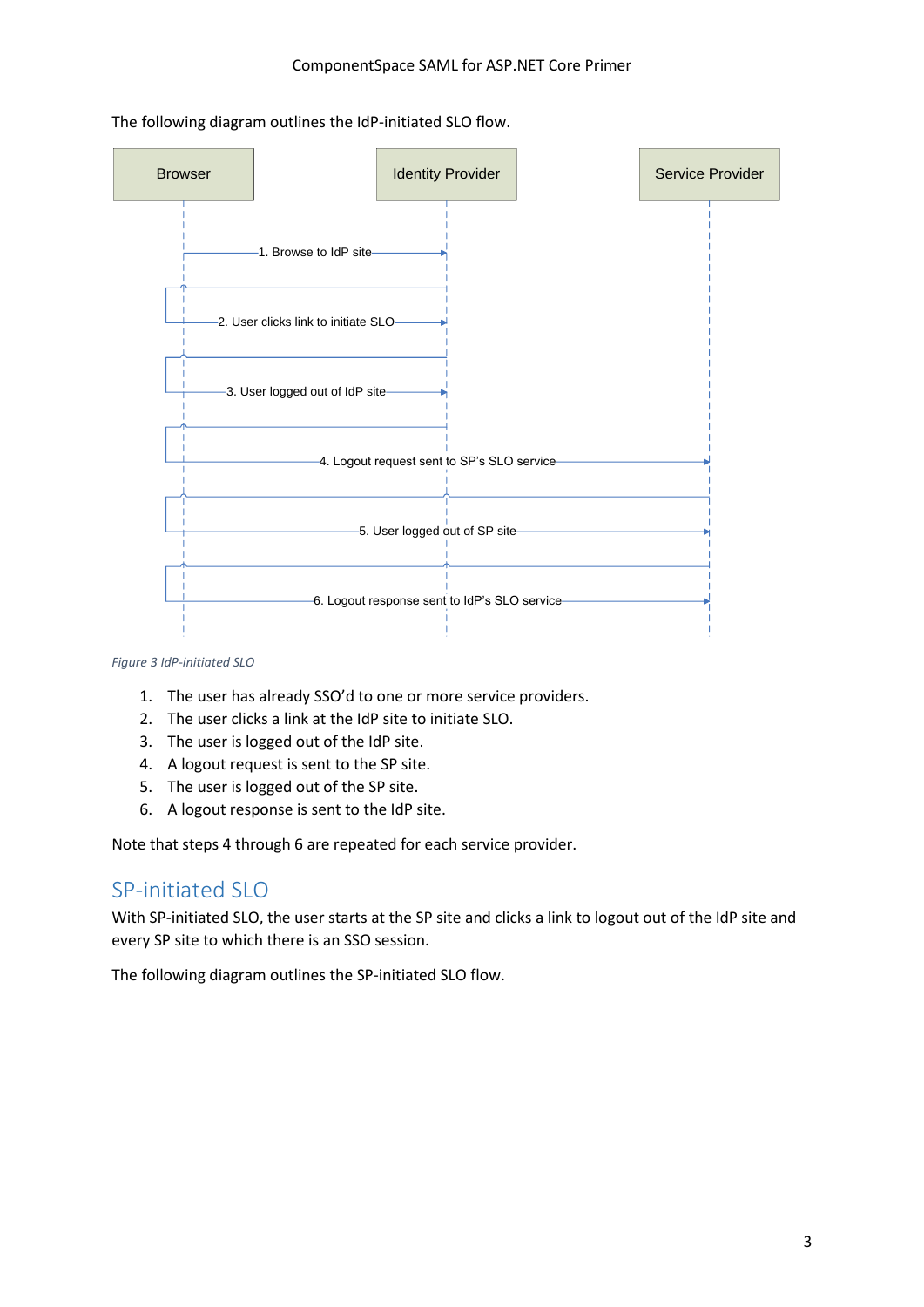The following diagram outlines the IdP-initiated SLO flow.

*Figure 3 IdP-initiated SLO*

1. The user has already SSO'd to one or more service providers.
2. The user clicks a link at the IdP site to initiate SLO.
3. The user is logged out of the IdP site.
4. A logout request is sent to the SP site.
5. The user is logged out of the SP site.
6. A logout response is sent to the IdP site.

Note that steps 4 through 6 are repeated for each service provider.

## SP-initiated SLO

With SP-initiated SLO, the user starts at the SP site and clicks a link to logout out of the IdP site and every SP site to which there is an SSO session.

The following diagram outlines the SP-initiated SLO flow.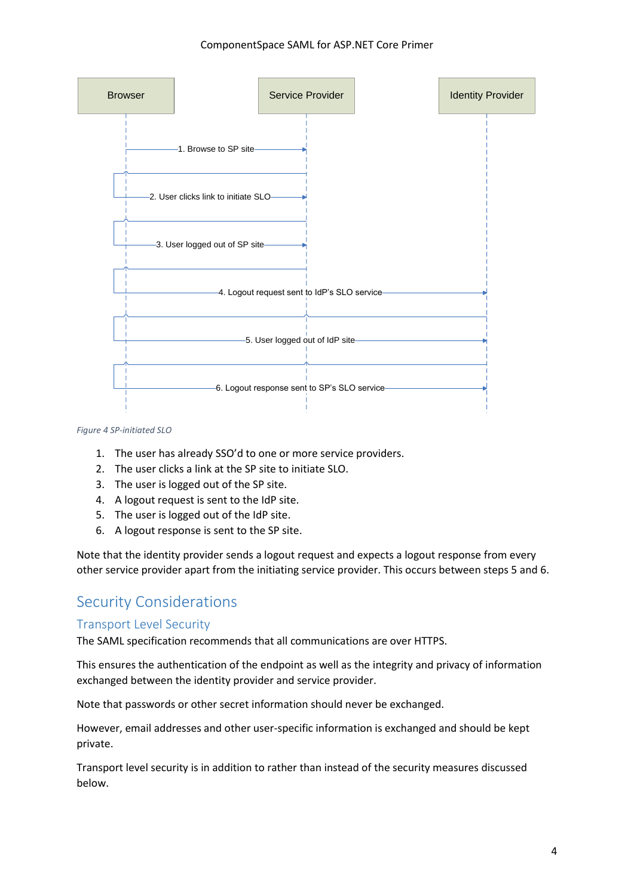| Browser | Service Provider | Identity Provider |
|---|---|---|
| 1. Browse to SP site → | | |
| 2. User clicks link to initiate SLO → | | |
| 3. User logged out of SP site → | | |
| 4. Logout request sent to IdP's SLO service → | | |
| 5. User logged out of IdP site → | | |
| 6. Logout response sent to SP's SLO service → | | |

*Figure 4 SP-initiated SLO*

1. The user has already SSO'd to one or more service providers.
2. The user clicks a link at the SP site to initiate SLO.
3. The user is logged out of the SP site.
4. A logout request is sent to the IdP site.
5. The user is logged out of the IdP site.
6. A logout response is sent to the SP site.

Note that the identity provider sends a logout request and expects a logout response from every other service provider apart from the initiating service provider. This occurs between steps 5 and 6.

# Security Considerations

## Transport Level Security

The SAML specification recommends that all communications are over HTTPS.

This ensures the authentication of the endpoint as well as the integrity and privacy of information exchanged between the identity provider and service provider.

Note that passwords or other secret information should never be exchanged.

However, email addresses and other user-specific information is exchanged and should be kept private.

Transport level security is in addition to rather than instead of the security measures discussed below.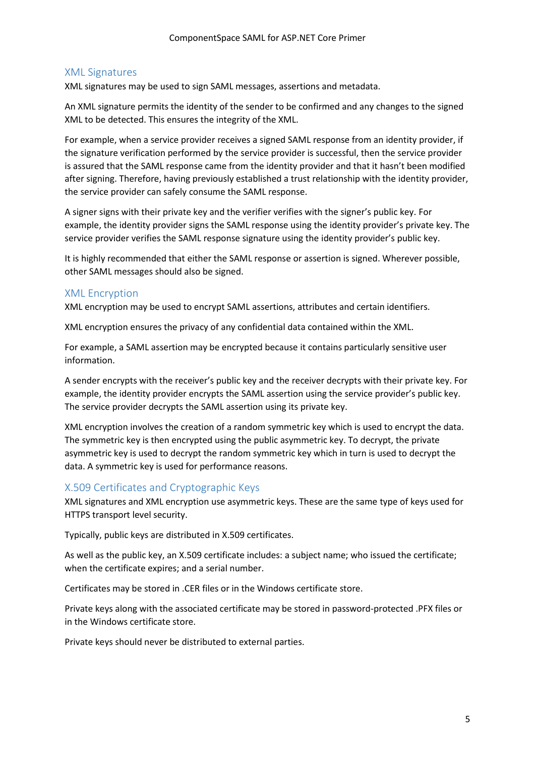## XML Signatures

XML signatures may be used to sign SAML messages, assertions and metadata.

An XML signature permits the identity of the sender to be confirmed and any changes to the signed XML to be detected. This ensures the integrity of the XML.

For example, when a service provider receives a signed SAML response from an identity provider, if the signature verification performed by the service provider is successful, then the service provider is assured that the SAML response came from the identity provider and that it hasn't been modified after signing. Therefore, having previously established a trust relationship with the identity provider, the service provider can safely consume the SAML response.

A signer signs with their private key and the verifier verifies with the signer's public key. For example, the identity provider signs the SAML response using the identity provider's private key. The service provider verifies the SAML response signature using the identity provider's public key.

It is highly recommended that either the SAML response or assertion is signed. Wherever possible, other SAML messages should also be signed.

## XML Encryption

XML encryption may be used to encrypt SAML assertions, attributes and certain identifiers.

XML encryption ensures the privacy of any confidential data contained within the XML.

For example, a SAML assertion may be encrypted because it contains particularly sensitive user information.

A sender encrypts with the receiver's public key and the receiver decrypts with their private key. For example, the identity provider encrypts the SAML assertion using the service provider's public key. The service provider decrypts the SAML assertion using its private key.

XML encryption involves the creation of a random symmetric key which is used to encrypt the data. The symmetric key is then encrypted using the public asymmetric key. To decrypt, the private asymmetric key is used to decrypt the random symmetric key which in turn is used to decrypt the data. A symmetric key is used for performance reasons.

## X.509 Certificates and Cryptographic Keys

XML signatures and XML encryption use asymmetric keys. These are the same type of keys used for HTTPS transport level security.

Typically, public keys are distributed in X.509 certificates.

As well as the public key, an X.509 certificate includes: a subject name; who issued the certificate; when the certificate expires; and a serial number.

Certificates may be stored in .CER files or in the Windows certificate store.

Private keys along with the associated certificate may be stored in password-protected .PFX files or in the Windows certificate store.

Private keys should never be distributed to external parties.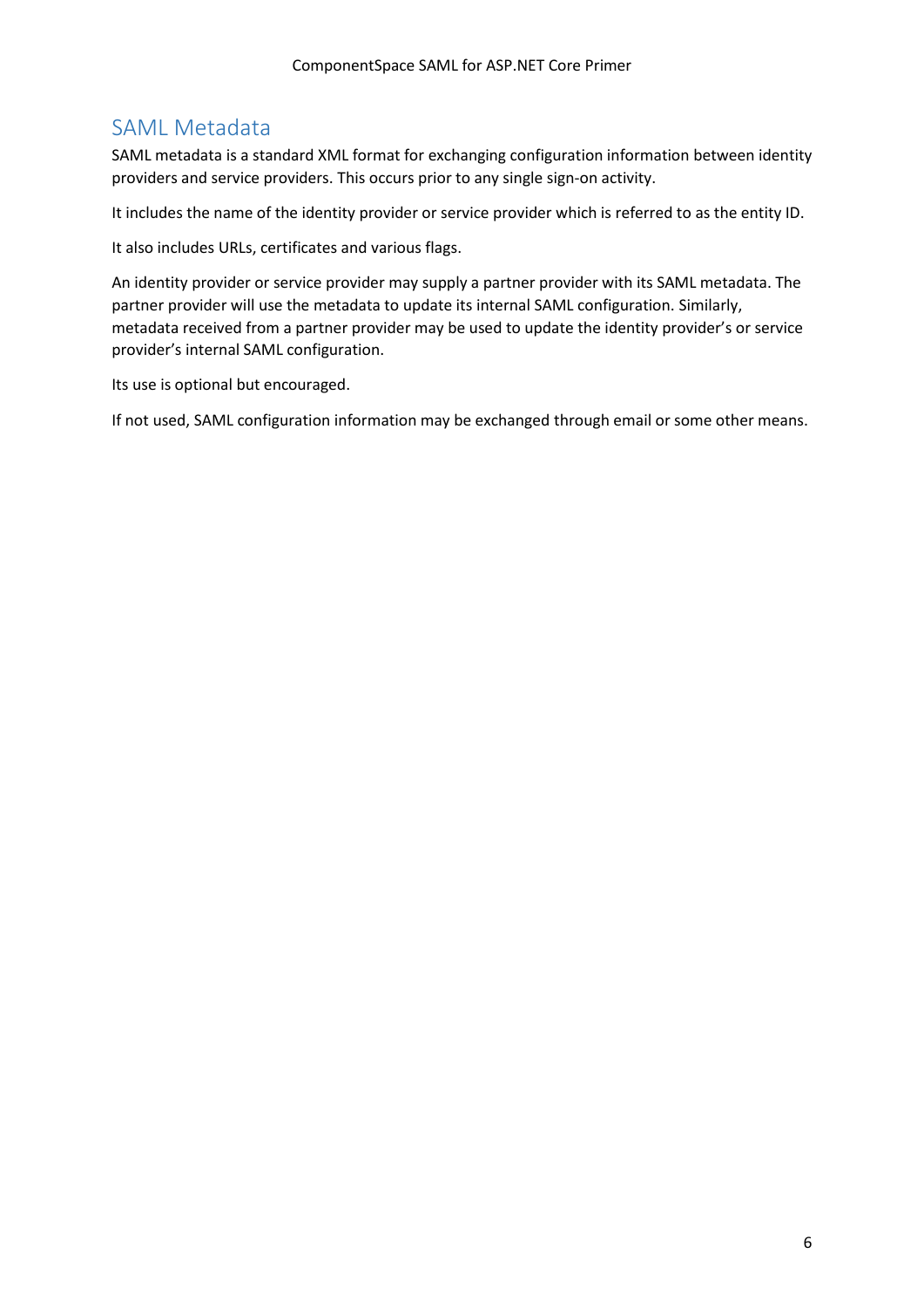## SAML Metadata

SAML metadata is a standard XML format for exchanging configuration information between identity providers and service providers. This occurs prior to any single sign-on activity.

It includes the name of the identity provider or service provider which is referred to as the entity ID.

It also includes URLs, certificates and various flags.

An identity provider or service provider may supply a partner provider with its SAML metadata. The partner provider will use the metadata to update its internal SAML configuration. Similarly, metadata received from a partner provider may be used to update the identity provider's or service provider's internal SAML configuration.

Its use is optional but encouraged.

If not used, SAML configuration information may be exchanged through email or some other means.